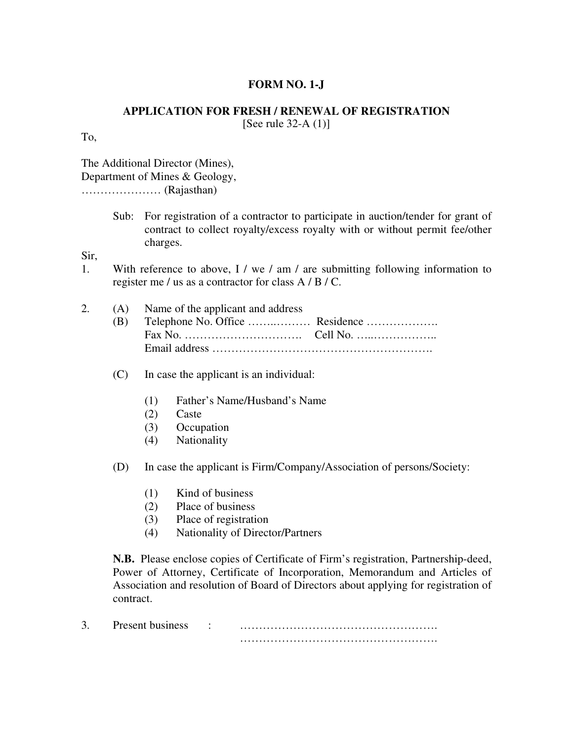**FORM NO. 1-J**

**APPLICATION FOR FRESH / RENEWAL OF REGISTRATION**

[See rule 32-A (1)]

To,

The Additional Director (Mines),
Department of Mines & Geology,
………………… (Rajasthan)

Sub: For registration of a contractor to participate in auction/tender for grant of contract to collect royalty/excess royalty with or without permit fee/other charges.

Sir,

1. With reference to above, I / we / am / are submitting following information to register me / us as a contractor for class A / B / C.

2. (A) Name of the applicant and address

   (B) Telephone No. Office ……..……… Residence ……………….
   Fax No. …………………………. Cell No. …..……………..
   Email address ……………………………………………….

   (C) In case the applicant is an individual:

   (1) Father's Name/Husband's Name
   (2) Caste
   (3) Occupation
   (4) Nationality

   (D) In case the applicant is Firm/Company/Association of persons/Society:

   (1) Kind of business
   (2) Place of business
   (3) Place of registration
   (4) Nationality of Director/Partners

   **N.B.** Please enclose copies of Certificate of Firm's registration, Partnership-deed, Power of Attorney, Certificate of Incorporation, Memorandum and Articles of Association and resolution of Board of Directors about applying for registration of contract.

3. Present business : …………………………………………….
   …………………………………………….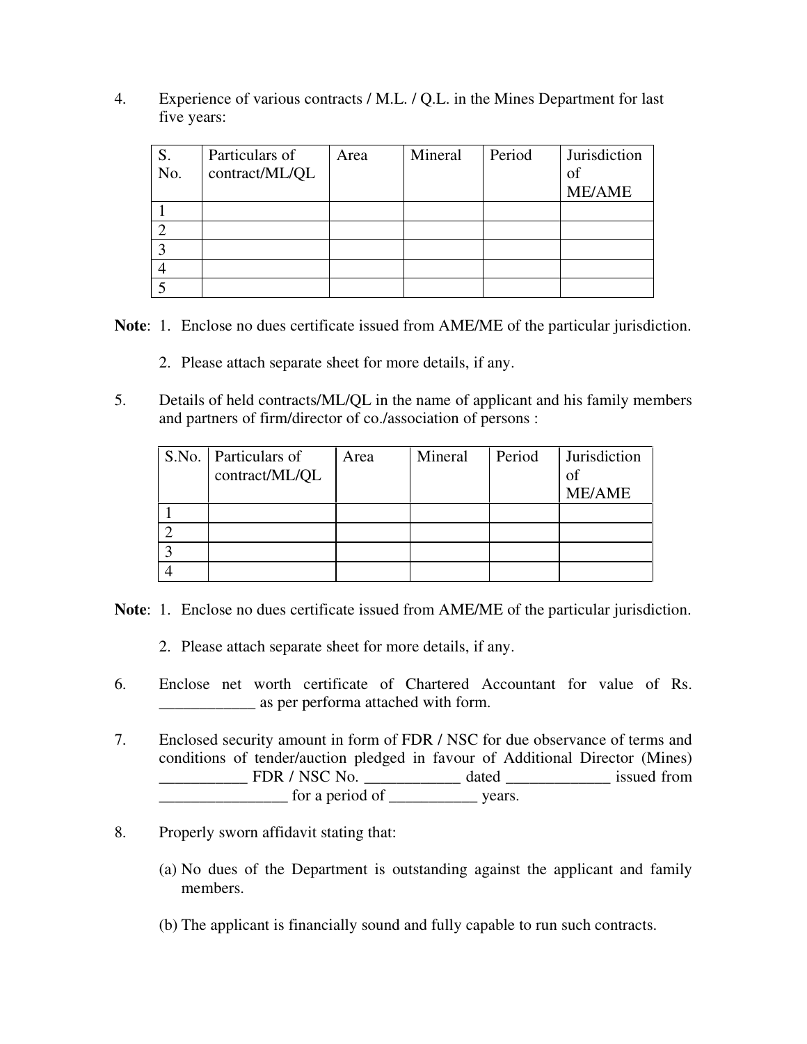4. Experience of various contracts / M.L. / Q.L. in the Mines Department for last five years:

| S. No. | Particulars of contract/ML/QL | Area | Mineral | Period | Jurisdiction of ME/AME |
|---|---|---|---|---|---|
| 1 | | | | | |
| 2 | | | | | |
| 3 | | | | | |
| 4 | | | | | |
| 5 | | | | | |

**Note**: 1. Enclose no dues certificate issued from AME/ME of the particular jurisdiction.

2. Please attach separate sheet for more details, if any.

5. Details of held contracts/ML/QL in the name of applicant and his family members and partners of firm/director of co./association of persons :

| S.No. | Particulars of contract/ML/QL | Area | Mineral | Period | Jurisdiction of ME/AME |
|---|---|---|---|---|---|
| 1 | | | | | |
| 2 | | | | | |
| 3 | | | | | |
| 4 | | | | | |

**Note**: 1. Enclose no dues certificate issued from AME/ME of the particular jurisdiction.

2. Please attach separate sheet for more details, if any.

6. Enclose net worth certificate of Chartered Accountant for value of Rs. ____________ as per performa attached with form.

7. Enclosed security amount in form of FDR / NSC for due observance of terms and conditions of tender/auction pledged in favour of Additional Director (Mines) ___________ FDR / NSC No. ____________ dated _____________ issued from ________________ for a period of ___________ years.

8. Properly sworn affidavit stating that:

(a) No dues of the Department is outstanding against the applicant and family members.

(b) The applicant is financially sound and fully capable to run such contracts.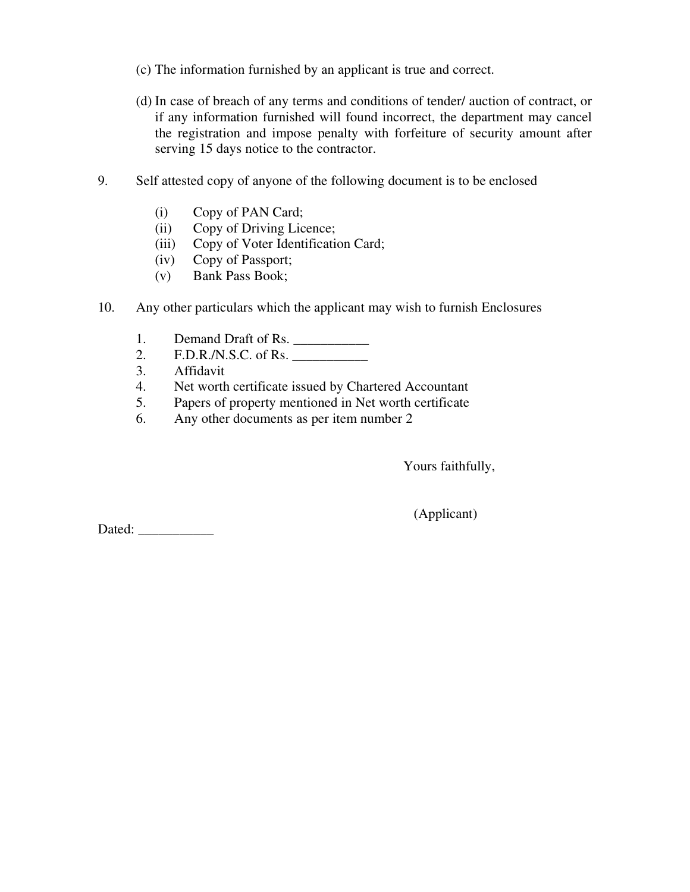(c) The information furnished by an applicant is true and correct.

(d) In case of breach of any terms and conditions of tender/ auction of contract, or if any information furnished will found incorrect, the department may cancel the registration and impose penalty with forfeiture of security amount after serving 15 days notice to the contractor.

9. Self attested copy of anyone of the following document is to be enclosed

   (i) Copy of PAN Card;
   (ii) Copy of Driving Licence;
   (iii) Copy of Voter Identification Card;
   (iv) Copy of Passport;
   (v) Bank Pass Book;

10. Any other particulars which the applicant may wish to furnish Enclosures

   1. Demand Draft of Rs. ___________
   2. F.D.R./N.S.C. of Rs. ___________
   3. Affidavit
   4. Net worth certificate issued by Chartered Accountant
   5. Papers of property mentioned in Net worth certificate
   6. Any other documents as per item number 2

Yours faithfully,

(Applicant)

Dated: ___________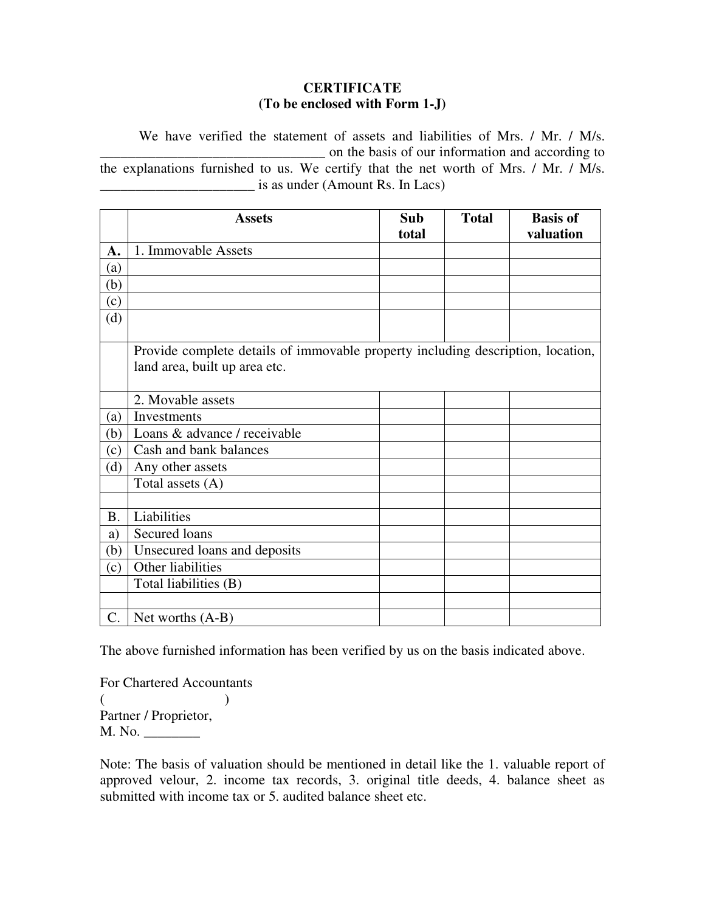**CERTIFICATE**
**(To be enclosed with Form 1-J)**

We have verified the statement of assets and liabilities of Mrs. / Mr. / M/s. ________________________________ on the basis of our information and according to the explanations furnished to us. We certify that the net worth of Mrs. / Mr. / M/s. ______________________ is as under (Amount Rs. In Lacs)

| | Assets | Sub total | Total | Basis of valuation |
|---|---|---|---|---|
| **A.** | 1. Immovable Assets | | | |
| (a) | | | | |
| (b) | | | | |
| (c) | | | | |
| (d) | | | | |
| | Provide complete details of immovable property including description, location, land area, built up area etc. | | | |
| | 2. Movable assets | | | |
| (a) | Investments | | | |
| (b) | Loans & advance / receivable | | | |
| (c) | Cash and bank balances | | | |
| (d) | Any other assets | | | |
| | Total assets (A) | | | |
| | | | | |
| B. | Liabilities | | | |
| a) | Secured loans | | | |
| (b) | Unsecured loans and deposits | | | |
| (c) | Other liabilities | | | |
| | Total liabilities (B) | | | |
| | | | | |
| C. | Net worths (A-B) | | | |

The above furnished information has been verified by us on the basis indicated above.

For Chartered Accountants
(                              )
Partner / Proprietor,
M. No. ________

Note: The basis of valuation should be mentioned in detail like the 1. valuable report of approved velour, 2. income tax records, 3. original title deeds, 4. balance sheet as submitted with income tax or 5. audited balance sheet etc.